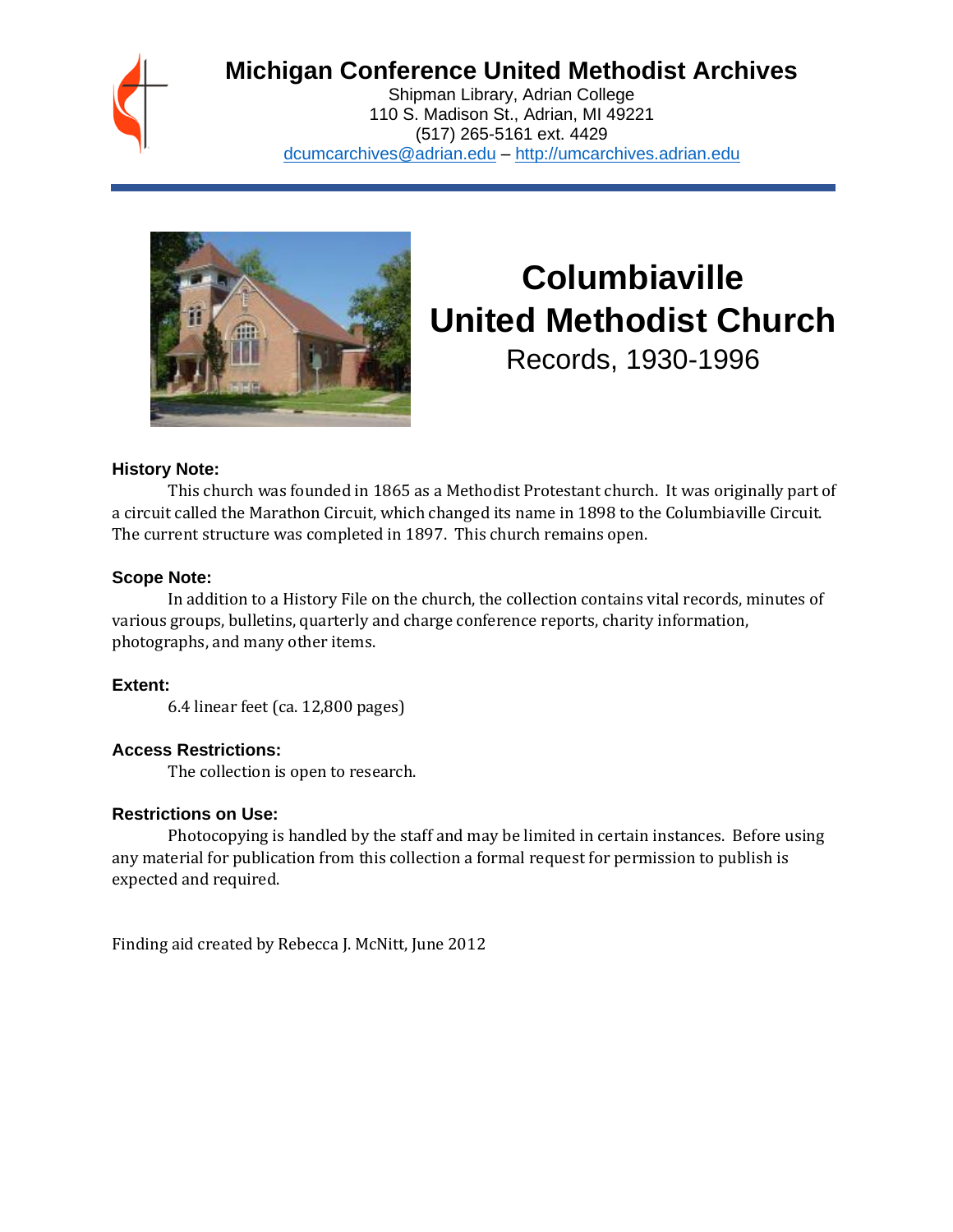# Michigan Conference United Methodist Archives

Shipman Library, Adrian College
110 S. Madison St., Adrian, MI 49221
(517) 265-5161 ext. 4429
dcumcarchives@adrian.edu – http://umcarchives.adrian.edu

# Columbiaville United Methodist Church

Records, 1930-1996

### History Note:

This church was founded in 1865 as a Methodist Protestant church. It was originally part of a circuit called the Marathon Circuit, which changed its name in 1898 to the Columbiaville Circuit. The current structure was completed in 1897. This church remains open.

### Scope Note:

In addition to a History File on the church, the collection contains vital records, minutes of various groups, bulletins, quarterly and charge conference reports, charity information, photographs, and many other items.

### Extent:

6.4 linear feet (ca. 12,800 pages)

### Access Restrictions:

The collection is open to research.

### Restrictions on Use:

Photocopying is handled by the staff and may be limited in certain instances. Before using any material for publication from this collection a formal request for permission to publish is expected and required.

Finding aid created by Rebecca J. McNitt, June 2012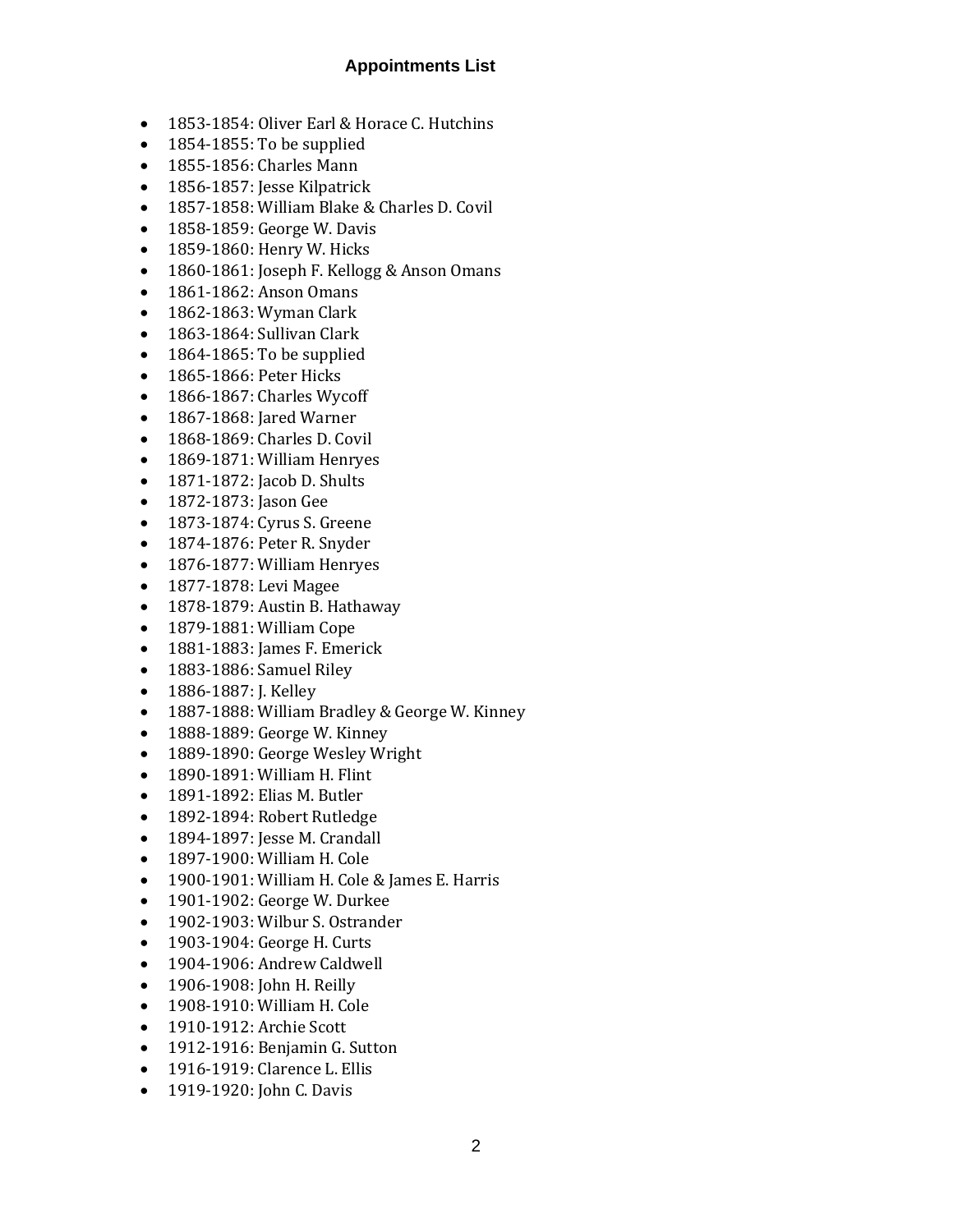## Appointments List

- 1853-1854: Oliver Earl & Horace C. Hutchins
- 1854-1855: To be supplied
- 1855-1856: Charles Mann
- 1856-1857: Jesse Kilpatrick
- 1857-1858: William Blake & Charles D. Covil
- 1858-1859: George W. Davis
- 1859-1860: Henry W. Hicks
- 1860-1861: Joseph F. Kellogg & Anson Omans
- 1861-1862: Anson Omans
- 1862-1863: Wyman Clark
- 1863-1864: Sullivan Clark
- 1864-1865: To be supplied
- 1865-1866: Peter Hicks
- 1866-1867: Charles Wycoff
- 1867-1868: Jared Warner
- 1868-1869: Charles D. Covil
- 1869-1871: William Henryes
- 1871-1872: Jacob D. Shults
- 1872-1873: Jason Gee
- 1873-1874: Cyrus S. Greene
- 1874-1876: Peter R. Snyder
- 1876-1877: William Henryes
- 1877-1878: Levi Magee
- 1878-1879: Austin B. Hathaway
- 1879-1881: William Cope
- 1881-1883: James F. Emerick
- 1883-1886: Samuel Riley
- 1886-1887: J. Kelley
- 1887-1888: William Bradley & George W. Kinney
- 1888-1889: George W. Kinney
- 1889-1890: George Wesley Wright
- 1890-1891: William H. Flint
- 1891-1892: Elias M. Butler
- 1892-1894: Robert Rutledge
- 1894-1897: Jesse M. Crandall
- 1897-1900: William H. Cole
- 1900-1901: William H. Cole & James E. Harris
- 1901-1902: George W. Durkee
- 1902-1903: Wilbur S. Ostrander
- 1903-1904: George H. Curts
- 1904-1906: Andrew Caldwell
- 1906-1908: John H. Reilly
- 1908-1910: William H. Cole
- 1910-1912: Archie Scott
- 1912-1916: Benjamin G. Sutton
- 1916-1919: Clarence L. Ellis
- 1919-1920: John C. Davis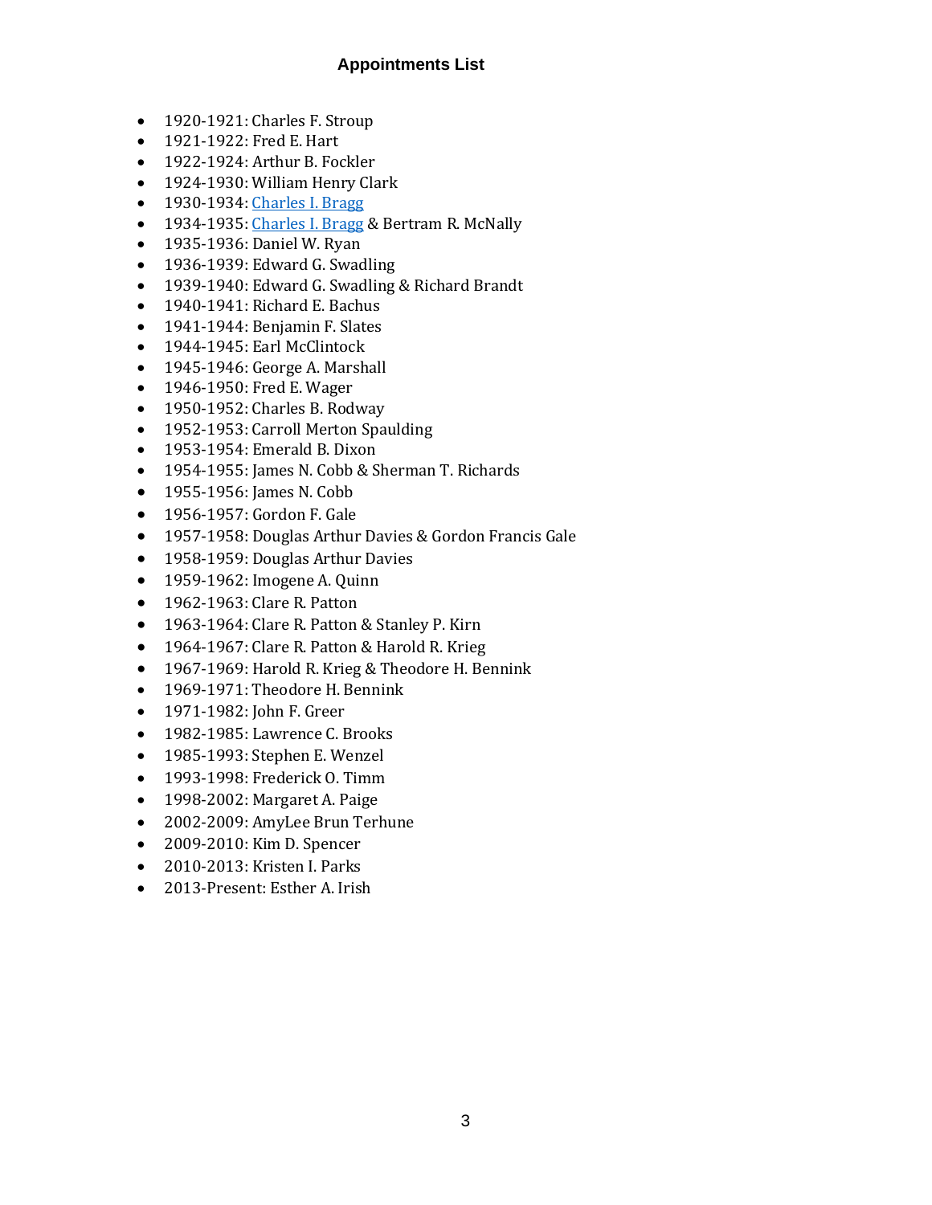# Appointments List

- 1920-1921: Charles F. Stroup
- 1921-1922: Fred E. Hart
- 1922-1924: Arthur B. Fockler
- 1924-1930: William Henry Clark
- 1930-1934: Charles I. Bragg
- 1934-1935: Charles I. Bragg & Bertram R. McNally
- 1935-1936: Daniel W. Ryan
- 1936-1939: Edward G. Swadling
- 1939-1940: Edward G. Swadling & Richard Brandt
- 1940-1941: Richard E. Bachus
- 1941-1944: Benjamin F. Slates
- 1944-1945: Earl McClintock
- 1945-1946: George A. Marshall
- 1946-1950: Fred E. Wager
- 1950-1952: Charles B. Rodway
- 1952-1953: Carroll Merton Spaulding
- 1953-1954: Emerald B. Dixon
- 1954-1955: James N. Cobb & Sherman T. Richards
- 1955-1956: James N. Cobb
- 1956-1957: Gordon F. Gale
- 1957-1958: Douglas Arthur Davies & Gordon Francis Gale
- 1958-1959: Douglas Arthur Davies
- 1959-1962: Imogene A. Quinn
- 1962-1963: Clare R. Patton
- 1963-1964: Clare R. Patton & Stanley P. Kirn
- 1964-1967: Clare R. Patton & Harold R. Krieg
- 1967-1969: Harold R. Krieg & Theodore H. Bennink
- 1969-1971: Theodore H. Bennink
- 1971-1982: John F. Greer
- 1982-1985: Lawrence C. Brooks
- 1985-1993: Stephen E. Wenzel
- 1993-1998: Frederick O. Timm
- 1998-2002: Margaret A. Paige
- 2002-2009: AmyLee Brun Terhune
- 2009-2010: Kim D. Spencer
- 2010-2013: Kristen I. Parks
- 2013-Present: Esther A. Irish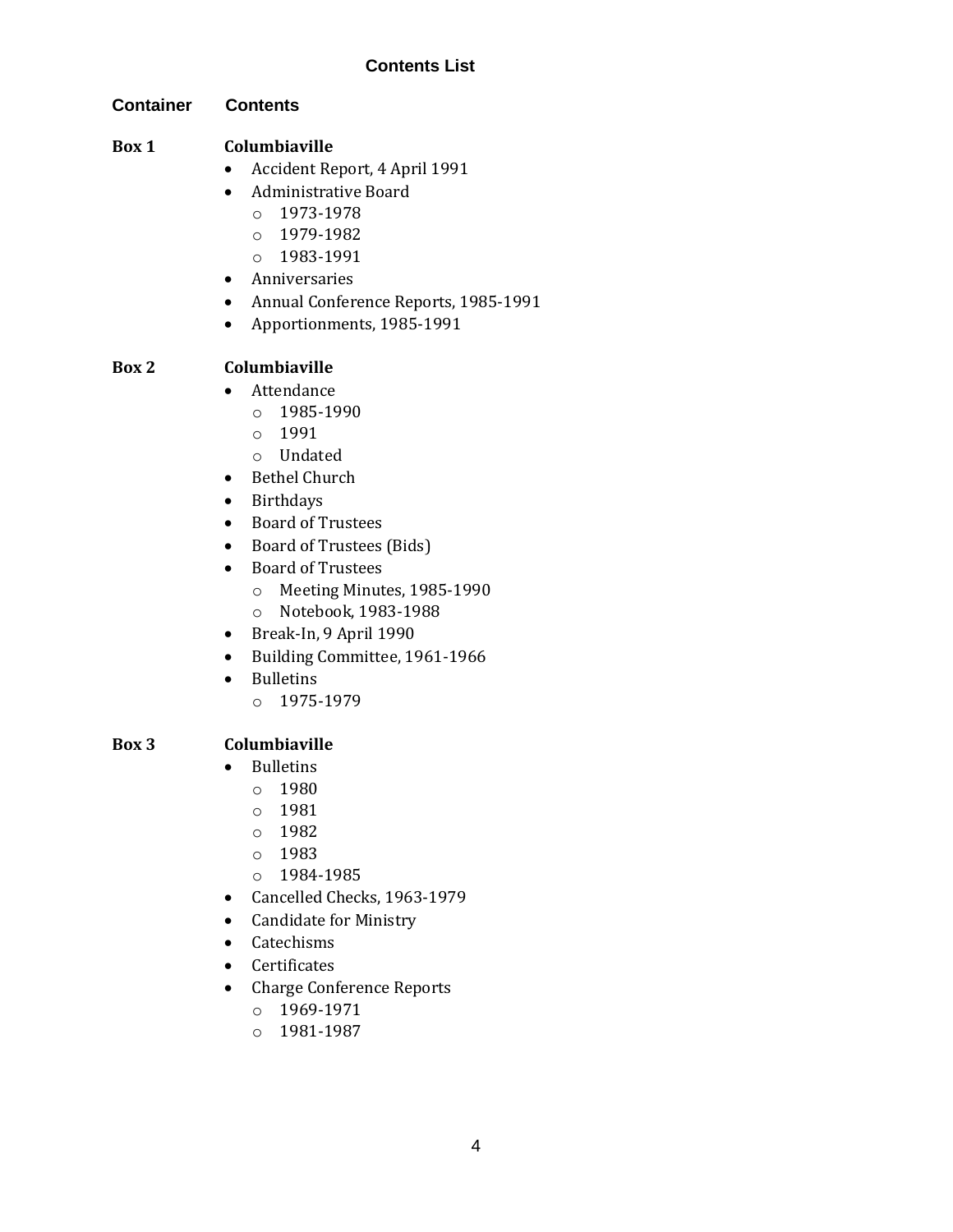## Contents List

**Container** **Contents**

**Box 1** **Columbiaville**

- Accident Report, 4 April 1991
- Administrative Board
  - 1973-1978
  - 1979-1982
  - 1983-1991
- Anniversaries
- Annual Conference Reports, 1985-1991
- Apportionments, 1985-1991

**Box 2** **Columbiaville**

- Attendance
  - 1985-1990
  - 1991
  - Undated
- Bethel Church
- Birthdays
- Board of Trustees
- Board of Trustees (Bids)
- Board of Trustees
  - Meeting Minutes, 1985-1990
  - Notebook, 1983-1988
- Break-In, 9 April 1990
- Building Committee, 1961-1966
- Bulletins
  - 1975-1979

**Box 3** **Columbiaville**

- Bulletins
  - 1980
  - 1981
  - 1982
  - 1983
  - 1984-1985
- Cancelled Checks, 1963-1979
- Candidate for Ministry
- Catechisms
- Certificates
- Charge Conference Reports
  - 1969-1971
  - 1981-1987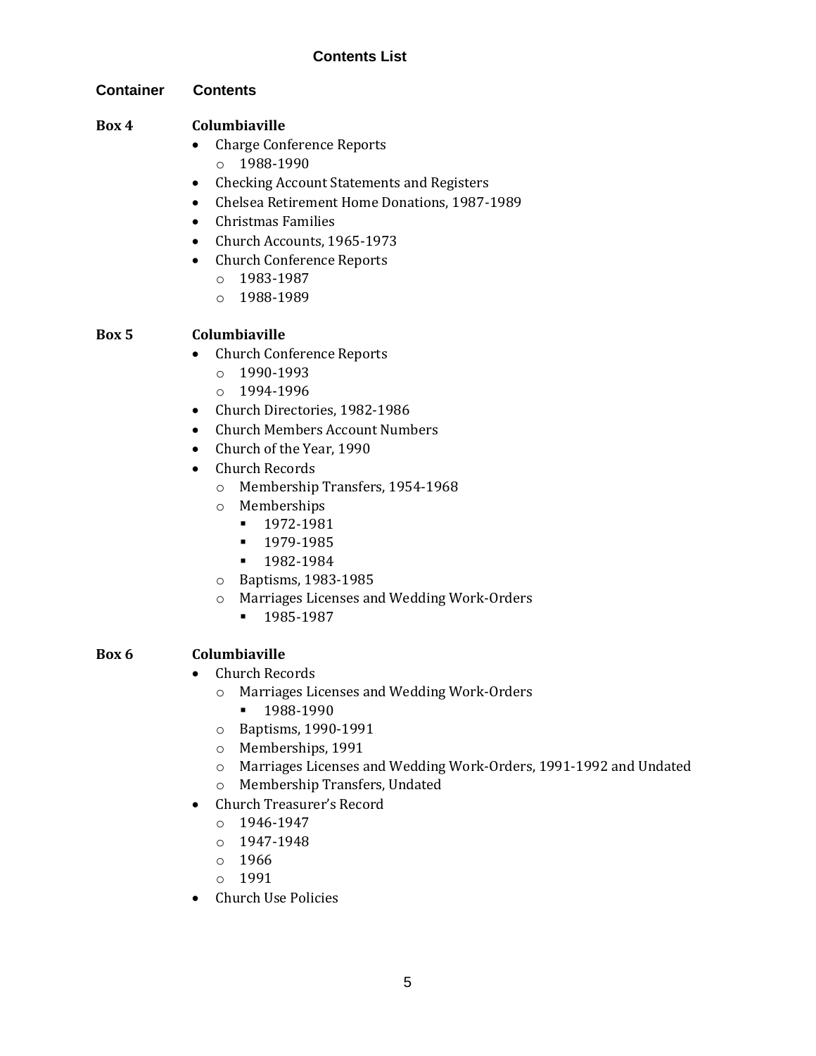## Contents List

**Container** **Contents**

**Box 4** **Columbiaville**

- Charge Conference Reports
  - 1988-1990
- Checking Account Statements and Registers
- Chelsea Retirement Home Donations, 1987-1989
- Christmas Families
- Church Accounts, 1965-1973
- Church Conference Reports
  - 1983-1987
  - 1988-1989

**Box 5** **Columbiaville**

- Church Conference Reports
  - 1990-1993
  - 1994-1996
- Church Directories, 1982-1986
- Church Members Account Numbers
- Church of the Year, 1990
- Church Records
  - Membership Transfers, 1954-1968
  - Memberships
    - 1972-1981
    - 1979-1985
    - 1982-1984
  - Baptisms, 1983-1985
  - Marriages Licenses and Wedding Work-Orders
    - 1985-1987

**Box 6** **Columbiaville**

- Church Records
  - Marriages Licenses and Wedding Work-Orders
    - 1988-1990
  - Baptisms, 1990-1991
  - Memberships, 1991
  - Marriages Licenses and Wedding Work-Orders, 1991-1992 and Undated
  - Membership Transfers, Undated
- Church Treasurer's Record
  - 1946-1947
  - 1947-1948
  - 1966
  - 1991
- Church Use Policies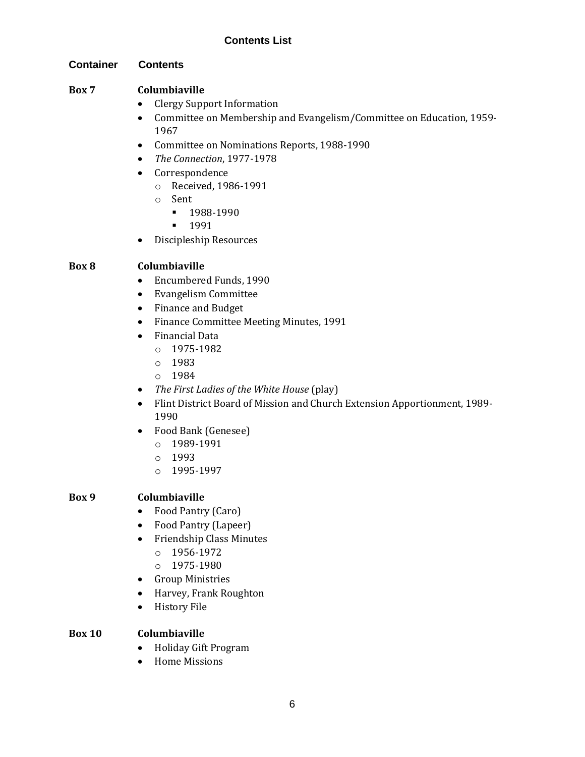## Contents List

**Container** **Contents**

**Box 7** **Columbiaville**

- Clergy Support Information
- Committee on Membership and Evangelism/Committee on Education, 1959-1967
- Committee on Nominations Reports, 1988-1990
- *The Connection*, 1977-1978
- Correspondence
  - Received, 1986-1991
  - Sent
    - 1988-1990
    - 1991
- Discipleship Resources

**Box 8** **Columbiaville**

- Encumbered Funds, 1990
- Evangelism Committee
- Finance and Budget
- Finance Committee Meeting Minutes, 1991
- Financial Data
  - 1975-1982
  - 1983
  - 1984
- *The First Ladies of the White House* (play)
- Flint District Board of Mission and Church Extension Apportionment, 1989-1990
- Food Bank (Genesee)
  - 1989-1991
  - 1993
  - 1995-1997

**Box 9** **Columbiaville**

- Food Pantry (Caro)
- Food Pantry (Lapeer)
- Friendship Class Minutes
  - 1956-1972
  - 1975-1980
- Group Ministries
- Harvey, Frank Roughton
- History File

**Box 10** **Columbiaville**

- Holiday Gift Program
- Home Missions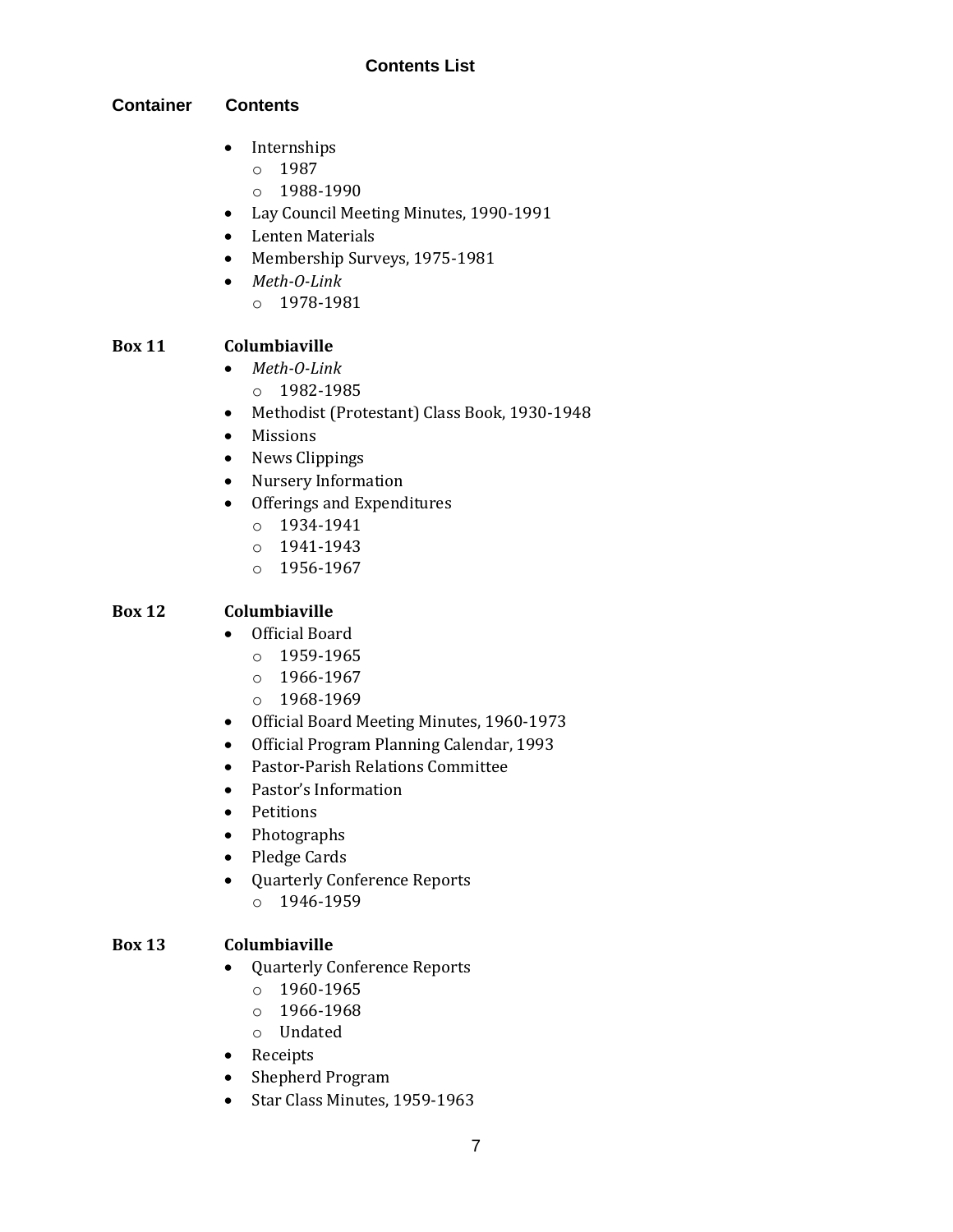**Contents List**

| Container | Contents |
|---|---|
| | • Internships<br>&nbsp;&nbsp;&nbsp;&nbsp;o 1987<br>&nbsp;&nbsp;&nbsp;&nbsp;o 1988-1990<br>• Lay Council Meeting Minutes, 1990-1991<br>• Lenten Materials<br>• Membership Surveys, 1975-1981<br>• *Meth-O-Link*<br>&nbsp;&nbsp;&nbsp;&nbsp;o 1978-1981 |
| **Box 11** | **Columbiaville**<br>• *Meth-O-Link*<br>&nbsp;&nbsp;&nbsp;&nbsp;o 1982-1985<br>• Methodist (Protestant) Class Book, 1930-1948<br>• Missions<br>• News Clippings<br>• Nursery Information<br>• Offerings and Expenditures<br>&nbsp;&nbsp;&nbsp;&nbsp;o 1934-1941<br>&nbsp;&nbsp;&nbsp;&nbsp;o 1941-1943<br>&nbsp;&nbsp;&nbsp;&nbsp;o 1956-1967 |
| **Box 12** | **Columbiaville**<br>• Official Board<br>&nbsp;&nbsp;&nbsp;&nbsp;o 1959-1965<br>&nbsp;&nbsp;&nbsp;&nbsp;o 1966-1967<br>&nbsp;&nbsp;&nbsp;&nbsp;o 1968-1969<br>• Official Board Meeting Minutes, 1960-1973<br>• Official Program Planning Calendar, 1993<br>• Pastor-Parish Relations Committee<br>• Pastor's Information<br>• Petitions<br>• Photographs<br>• Pledge Cards<br>• Quarterly Conference Reports<br>&nbsp;&nbsp;&nbsp;&nbsp;o 1946-1959 |
| **Box 13** | **Columbiaville**<br>• Quarterly Conference Reports<br>&nbsp;&nbsp;&nbsp;&nbsp;o 1960-1965<br>&nbsp;&nbsp;&nbsp;&nbsp;o 1966-1968<br>&nbsp;&nbsp;&nbsp;&nbsp;o Undated<br>• Receipts<br>• Shepherd Program<br>• Star Class Minutes, 1959-1963 |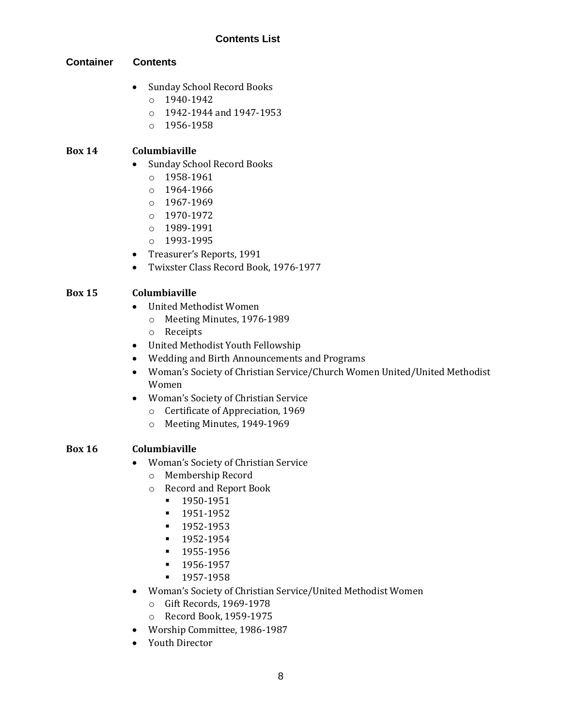## Contents List

| Container | Contents |
|---|---|

- Sunday School Record Books
  - 1940-1942
  - 1942-1944 and 1947-1953
  - 1956-1958

**Box 14** **Columbiaville**

- Sunday School Record Books
  - 1958-1961
  - 1964-1966
  - 1967-1969
  - 1970-1972
  - 1989-1991
  - 1993-1995
- Treasurer's Reports, 1991
- Twixster Class Record Book, 1976-1977

**Box 15** **Columbiaville**

- United Methodist Women
  - Meeting Minutes, 1976-1989
  - Receipts
- United Methodist Youth Fellowship
- Wedding and Birth Announcements and Programs
- Woman's Society of Christian Service/Church Women United/United Methodist Women
- Woman's Society of Christian Service
  - Certificate of Appreciation, 1969
  - Meeting Minutes, 1949-1969

**Box 16** **Columbiaville**

- Woman's Society of Christian Service
  - Membership Record
  - Record and Report Book
    - 1950-1951
    - 1951-1952
    - 1952-1953
    - 1952-1954
    - 1955-1956
    - 1956-1957
    - 1957-1958
- Woman's Society of Christian Service/United Methodist Women
  - Gift Records, 1969-1978
  - Record Book, 1959-1975
- Worship Committee, 1986-1987
- Youth Director